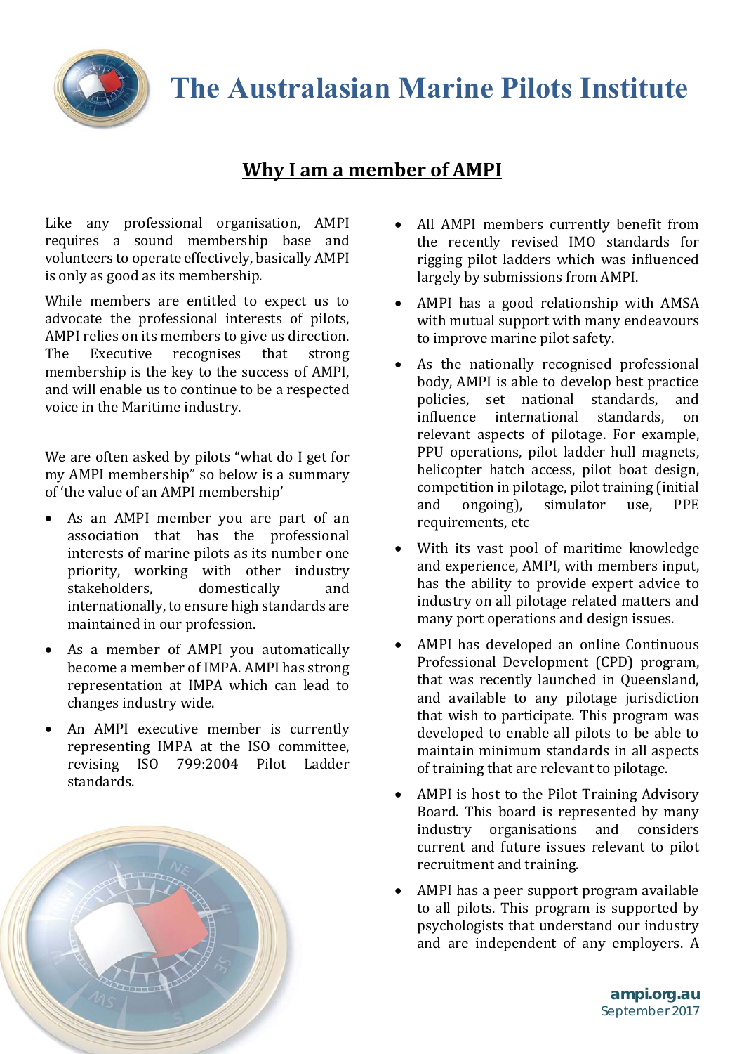# The Australasian Marine Pilots Institute

## Why I am a member of AMPI

Like any professional organisation, AMPI requires a sound membership base and volunteers to operate effectively, basically AMPI is only as good as its membership.

While members are entitled to expect us to advocate the professional interests of pilots, AMPI relies on its members to give us direction. The Executive recognises that strong membership is the key to the success of AMPI, and will enable us to continue to be a respected voice in the Maritime industry.

We are often asked by pilots "what do I get for my AMPI membership" so below is a summary of 'the value of an AMPI membership'

- As an AMPI member you are part of an association that has the professional interests of marine pilots as its number one priority, working with other industry stakeholders, domestically and internationally, to ensure high standards are maintained in our profession.
- As a member of AMPI you automatically become a member of IMPA. AMPI has strong representation at IMPA which can lead to changes industry wide.
- An AMPI executive member is currently representing IMPA at the ISO committee, revising ISO 799:2004 Pilot Ladder standards.
- All AMPI members currently benefit from the recently revised IMO standards for rigging pilot ladders which was influenced largely by submissions from AMPI.
- AMPI has a good relationship with AMSA with mutual support with many endeavours to improve marine pilot safety.
- As the nationally recognised professional body, AMPI is able to develop best practice policies, set national standards, and influence international standards, on relevant aspects of pilotage. For example, PPU operations, pilot ladder hull magnets, helicopter hatch access, pilot boat design, competition in pilotage, pilot training (initial and ongoing), simulator use, PPE requirements, etc
- With its vast pool of maritime knowledge and experience, AMPI, with members input, has the ability to provide expert advice to industry on all pilotage related matters and many port operations and design issues.
- AMPI has developed an online Continuous Professional Development (CPD) program, that was recently launched in Queensland, and available to any pilotage jurisdiction that wish to participate. This program was developed to enable all pilots to be able to maintain minimum standards in all aspects of training that are relevant to pilotage.
- AMPI is host to the Pilot Training Advisory Board. This board is represented by many industry organisations and considers current and future issues relevant to pilot recruitment and training.
- AMPI has a peer support program available to all pilots. This program is supported by psychologists that understand our industry and are independent of any employers. A

ampi.org.au
September 2017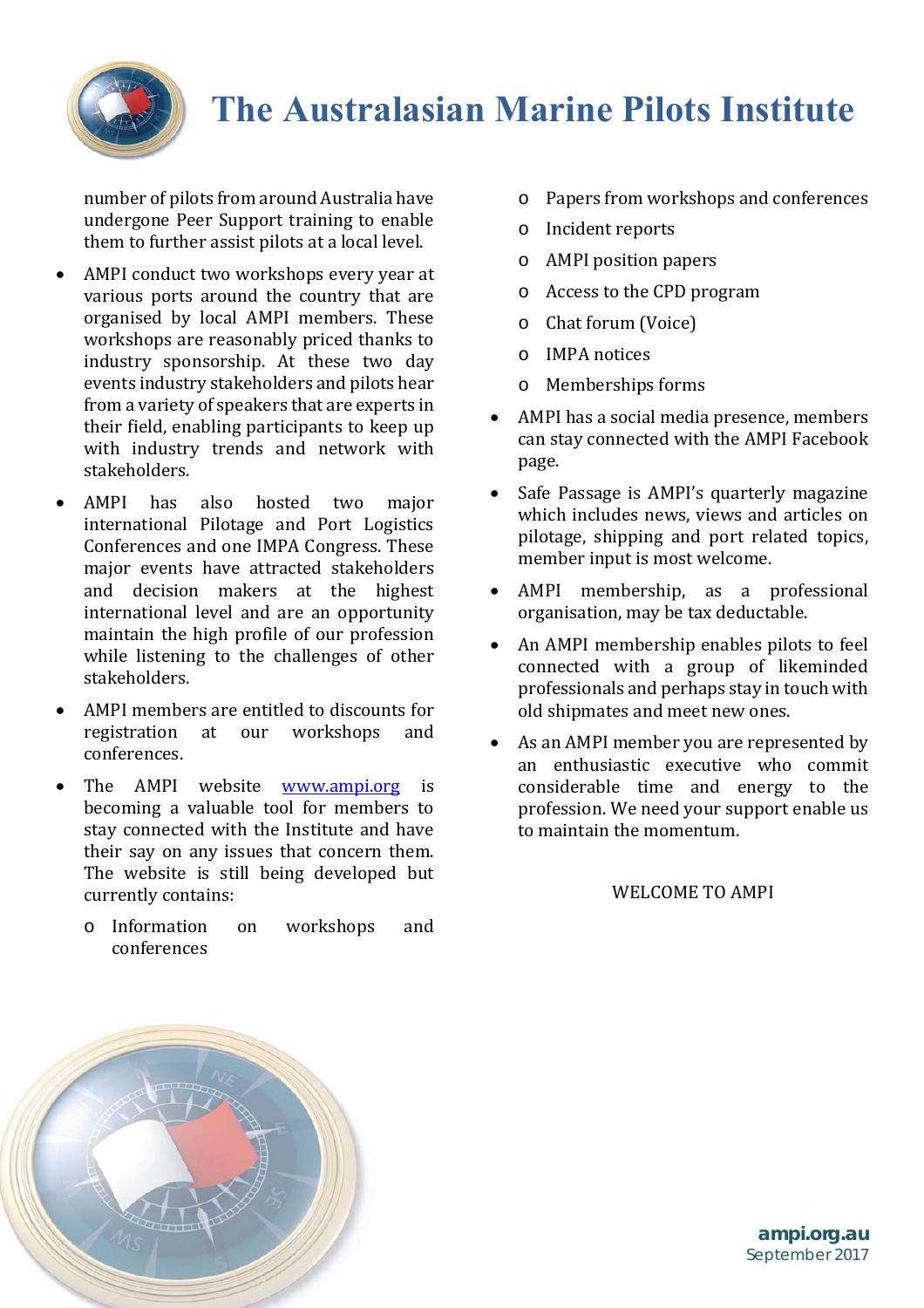number of pilots from around Australia have undergone Peer Support training to enable them to further assist pilots at a local level.

- AMPI conduct two workshops every year at various ports around the country that are organised by local AMPI members. These workshops are reasonably priced thanks to industry sponsorship. At these two day events industry stakeholders and pilots hear from a variety of speakers that are experts in their field, enabling participants to keep up with industry trends and network with stakeholders.
- AMPI has also hosted two major international Pilotage and Port Logistics Conferences and one IMPA Congress. These major events have attracted stakeholders and decision makers at the highest international level and are an opportunity maintain the high profile of our profession while listening to the challenges of other stakeholders.
- AMPI members are entitled to discounts for registration at our workshops and conferences.
- The AMPI website [www.ampi.org](http://www.ampi.org) is becoming a valuable tool for members to stay connected with the Institute and have their say on any issues that concern them. The website is still being developed but currently contains:
    - Information on workshops and conferences
    - Papers from workshops and conferences
    - Incident reports
    - AMPI position papers
    - Access to the CPD program
    - Chat forum (Voice)
    - IMPA notices
    - Memberships forms
- AMPI has a social media presence, members can stay connected with the AMPI Facebook page.
- Safe Passage is AMPI's quarterly magazine which includes news, views and articles on pilotage, shipping and port related topics, member input is most welcome.
- AMPI membership, as a professional organisation, may be tax deductable.
- An AMPI membership enables pilots to feel connected with a group of likeminded professionals and perhaps stay in touch with old shipmates and meet new ones.
- As an AMPI member you are represented by an enthusiastic executive who commit considerable time and energy to the profession. We need your support enable us to maintain the momentum.

WELCOME TO AMPI

ampi.org.au
September 2017